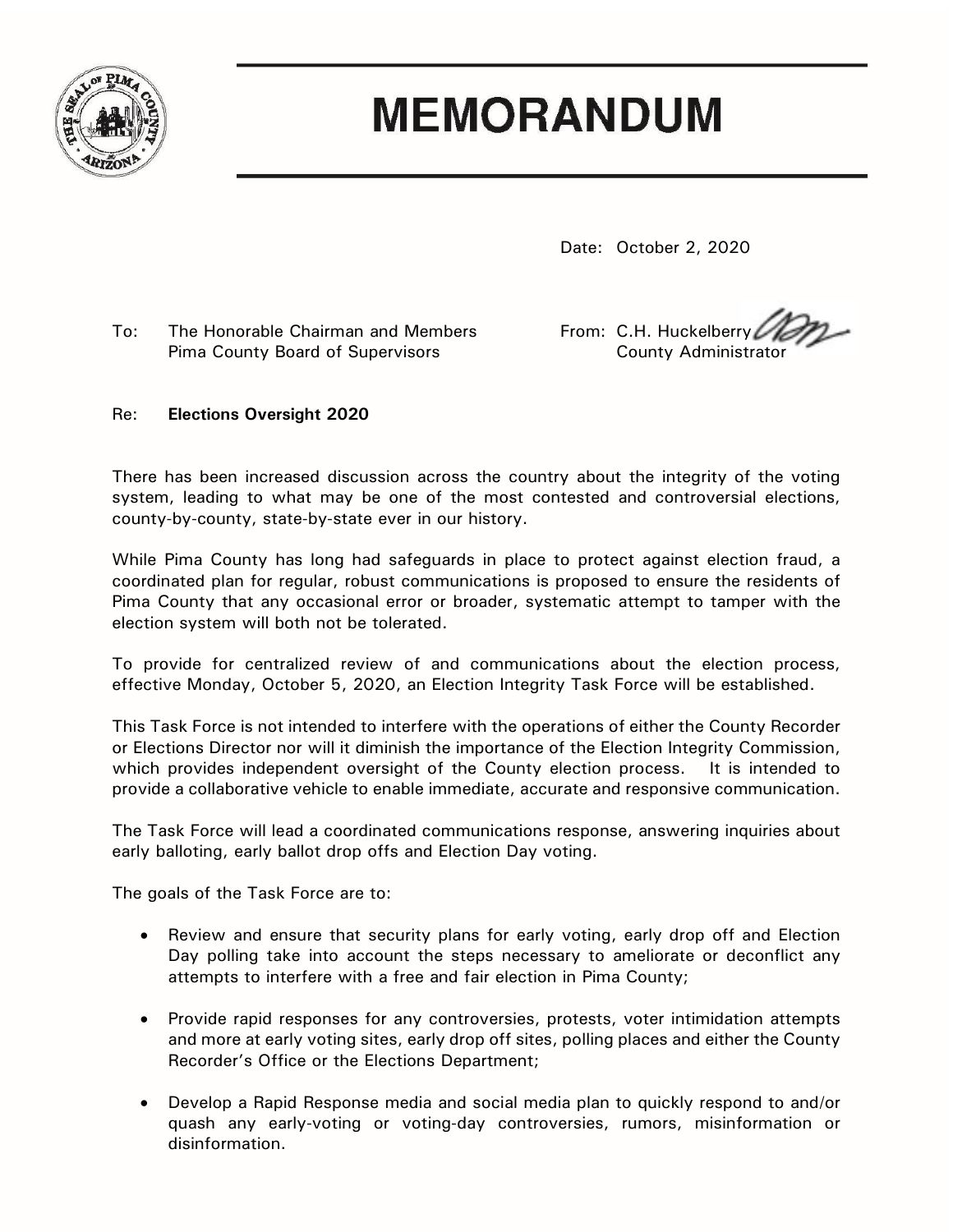# MEMORANDUM

Date: October 2, 2020

To: The Honorable Chairman and Members
Pima County Board of Supervisors

From: C.H. Huckelberry
County Administrator

Re: **Elections Oversight 2020**

There has been increased discussion across the country about the integrity of the voting system, leading to what may be one of the most contested and controversial elections, county-by-county, state-by-state ever in our history.

While Pima County has long had safeguards in place to protect against election fraud, a coordinated plan for regular, robust communications is proposed to ensure the residents of Pima County that any occasional error or broader, systematic attempt to tamper with the election system will both not be tolerated.

To provide for centralized review of and communications about the election process, effective Monday, October 5, 2020, an Election Integrity Task Force will be established.

This Task Force is not intended to interfere with the operations of either the County Recorder or Elections Director nor will it diminish the importance of the Election Integrity Commission, which provides independent oversight of the County election process. It is intended to provide a collaborative vehicle to enable immediate, accurate and responsive communication.

The Task Force will lead a coordinated communications response, answering inquiries about early balloting, early ballot drop offs and Election Day voting.

The goals of the Task Force are to:

- Review and ensure that security plans for early voting, early drop off and Election Day polling take into account the steps necessary to ameliorate or deconflict any attempts to interfere with a free and fair election in Pima County;
- Provide rapid responses for any controversies, protests, voter intimidation attempts and more at early voting sites, early drop off sites, polling places and either the County Recorder's Office or the Elections Department;
- Develop a Rapid Response media and social media plan to quickly respond to and/or quash any early-voting or voting-day controversies, rumors, misinformation or disinformation.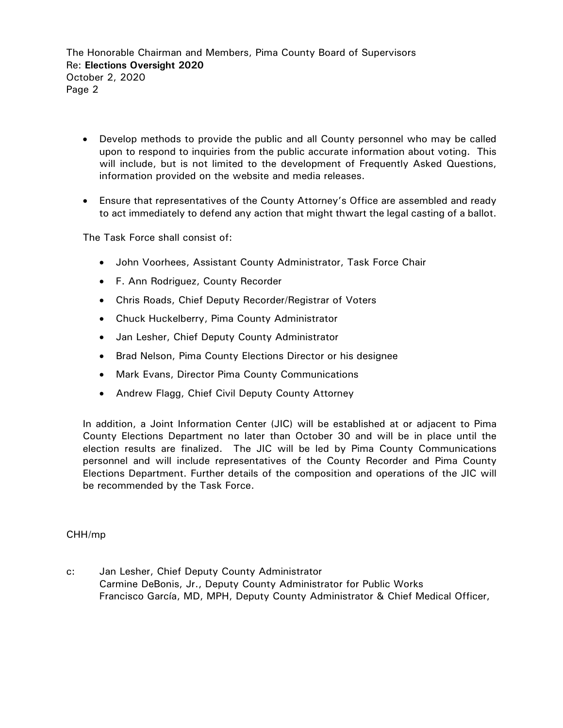- Develop methods to provide the public and all County personnel who may be called upon to respond to inquiries from the public accurate information about voting. This will include, but is not limited to the development of Frequently Asked Questions, information provided on the website and media releases.
- Ensure that representatives of the County Attorney's Office are assembled and ready to act immediately to defend any action that might thwart the legal casting of a ballot.

The Task Force shall consist of:

- John Voorhees, Assistant County Administrator, Task Force Chair
- F. Ann Rodriguez, County Recorder
- Chris Roads, Chief Deputy Recorder/Registrar of Voters
- Chuck Huckelberry, Pima County Administrator
- Jan Lesher, Chief Deputy County Administrator
- Brad Nelson, Pima County Elections Director or his designee
- Mark Evans, Director Pima County Communications
- Andrew Flagg, Chief Civil Deputy County Attorney

In addition, a Joint Information Center (JIC) will be established at or adjacent to Pima County Elections Department no later than October 30 and will be in place until the election results are finalized. The JIC will be led by Pima County Communications personnel and will include representatives of the County Recorder and Pima County Elections Department. Further details of the composition and operations of the JIC will be recommended by the Task Force.

CHH/mp

c: Jan Lesher, Chief Deputy County Administrator
Carmine DeBonis, Jr., Deputy County Administrator for Public Works
Francisco García, MD, MPH, Deputy County Administrator & Chief Medical Officer,